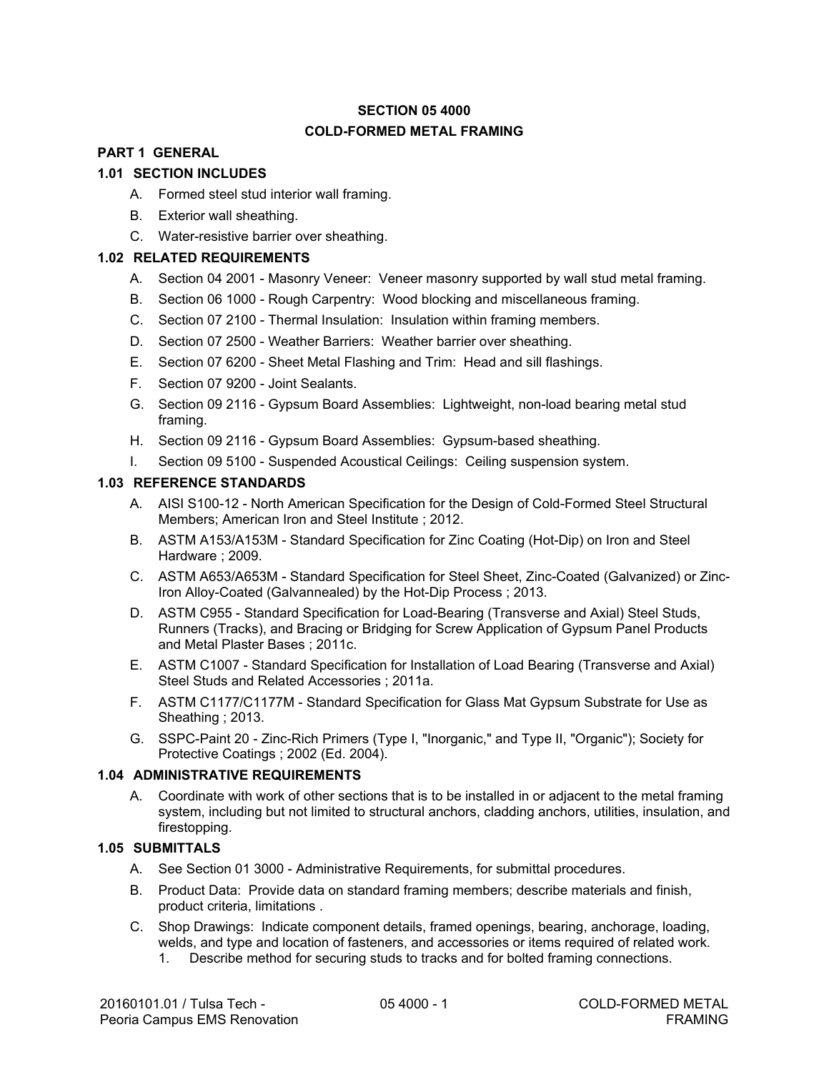# SECTION 05 4000

# COLD-FORMED METAL FRAMING

## PART 1 GENERAL

### 1.01 SECTION INCLUDES

A. Formed steel stud interior wall framing.

B. Exterior wall sheathing.

C. Water-resistive barrier over sheathing.

### 1.02 RELATED REQUIREMENTS

A. Section 04 2001 - Masonry Veneer: Veneer masonry supported by wall stud metal framing.

B. Section 06 1000 - Rough Carpentry: Wood blocking and miscellaneous framing.

C. Section 07 2100 - Thermal Insulation: Insulation within framing members.

D. Section 07 2500 - Weather Barriers: Weather barrier over sheathing.

E. Section 07 6200 - Sheet Metal Flashing and Trim: Head and sill flashings.

F. Section 07 9200 - Joint Sealants.

G. Section 09 2116 - Gypsum Board Assemblies: Lightweight, non-load bearing metal stud framing.

H. Section 09 2116 - Gypsum Board Assemblies: Gypsum-based sheathing.

I. Section 09 5100 - Suspended Acoustical Ceilings: Ceiling suspension system.

### 1.03 REFERENCE STANDARDS

A. AISI S100-12 - North American Specification for the Design of Cold-Formed Steel Structural Members; American Iron and Steel Institute ; 2012.

B. ASTM A153/A153M - Standard Specification for Zinc Coating (Hot-Dip) on Iron and Steel Hardware ; 2009.

C. ASTM A653/A653M - Standard Specification for Steel Sheet, Zinc-Coated (Galvanized) or Zinc-Iron Alloy-Coated (Galvannealed) by the Hot-Dip Process ; 2013.

D. ASTM C955 - Standard Specification for Load-Bearing (Transverse and Axial) Steel Studs, Runners (Tracks), and Bracing or Bridging for Screw Application of Gypsum Panel Products and Metal Plaster Bases ; 2011c.

E. ASTM C1007 - Standard Specification for Installation of Load Bearing (Transverse and Axial) Steel Studs and Related Accessories ; 2011a.

F. ASTM C1177/C1177M - Standard Specification for Glass Mat Gypsum Substrate for Use as Sheathing ; 2013.

G. SSPC-Paint 20 - Zinc-Rich Primers (Type I, "Inorganic," and Type II, "Organic"); Society for Protective Coatings ; 2002 (Ed. 2004).

### 1.04 ADMINISTRATIVE REQUIREMENTS

A. Coordinate with work of other sections that is to be installed in or adjacent to the metal framing system, including but not limited to structural anchors, cladding anchors, utilities, insulation, and firestopping.

### 1.05 SUBMITTALS

A. See Section 01 3000 - Administrative Requirements, for submittal procedures.

B. Product Data: Provide data on standard framing members; describe materials and finish, product criteria, limitations .

C. Shop Drawings: Indicate component details, framed openings, bearing, anchorage, loading, welds, and type and location of fasteners, and accessories or items required of related work.

1. Describe method for securing studs to tracks and for bolted framing connections.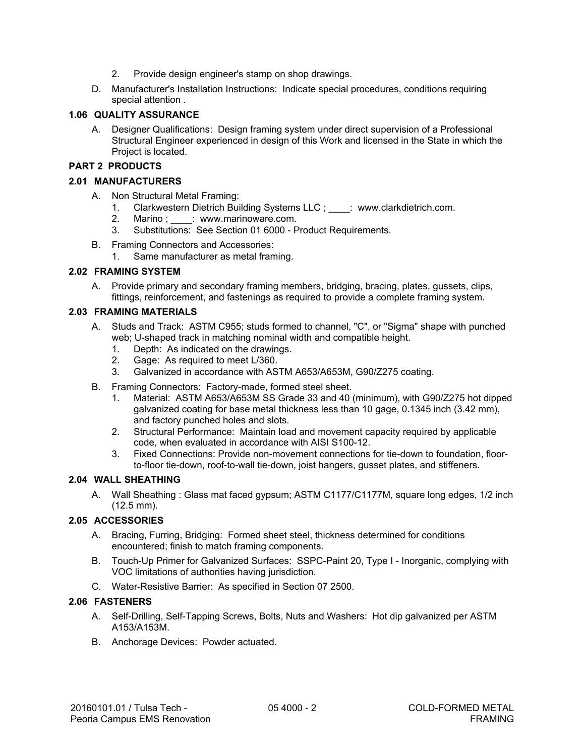2. Provide design engineer's stamp on shop drawings.

D. Manufacturer's Installation Instructions: Indicate special procedures, conditions requiring special attention .

### 1.06 QUALITY ASSURANCE

A. Designer Qualifications: Design framing system under direct supervision of a Professional Structural Engineer experienced in design of this Work and licensed in the State in which the Project is located.

## PART 2 PRODUCTS

### 2.01 MANUFACTURERS

A. Non Structural Metal Framing:
   1. Clarkwestern Dietrich Building Systems LLC ; ____: www.clarkdietrich.com.
   2. Marino ; ____: www.marinoware.com.
   3. Substitutions: See Section 01 6000 - Product Requirements.

B. Framing Connectors and Accessories:
   1. Same manufacturer as metal framing.

### 2.02 FRAMING SYSTEM

A. Provide primary and secondary framing members, bridging, bracing, plates, gussets, clips, fittings, reinforcement, and fastenings as required to provide a complete framing system.

### 2.03 FRAMING MATERIALS

A. Studs and Track: ASTM C955; studs formed to channel, "C", or "Sigma" shape with punched web; U-shaped track in matching nominal width and compatible height.
   1. Depth: As indicated on the drawings.
   2. Gage: As required to meet L/360.
   3. Galvanized in accordance with ASTM A653/A653M, G90/Z275 coating.

B. Framing Connectors: Factory-made, formed steel sheet.
   1. Material: ASTM A653/A653M SS Grade 33 and 40 (minimum), with G90/Z275 hot dipped galvanized coating for base metal thickness less than 10 gage, 0.1345 inch (3.42 mm), and factory punched holes and slots.
   2. Structural Performance: Maintain load and movement capacity required by applicable code, when evaluated in accordance with AISI S100-12.
   3. Fixed Connections: Provide non-movement connections for tie-down to foundation, floor-to-floor tie-down, roof-to-wall tie-down, joist hangers, gusset plates, and stiffeners.

### 2.04 WALL SHEATHING

A. Wall Sheathing : Glass mat faced gypsum; ASTM C1177/C1177M, square long edges, 1/2 inch (12.5 mm).

### 2.05 ACCESSORIES

A. Bracing, Furring, Bridging: Formed sheet steel, thickness determined for conditions encountered; finish to match framing components.

B. Touch-Up Primer for Galvanized Surfaces: SSPC-Paint 20, Type I - Inorganic, complying with VOC limitations of authorities having jurisdiction.

C. Water-Resistive Barrier: As specified in Section 07 2500.

### 2.06 FASTENERS

A. Self-Drilling, Self-Tapping Screws, Bolts, Nuts and Washers: Hot dip galvanized per ASTM A153/A153M.

B. Anchorage Devices: Powder actuated.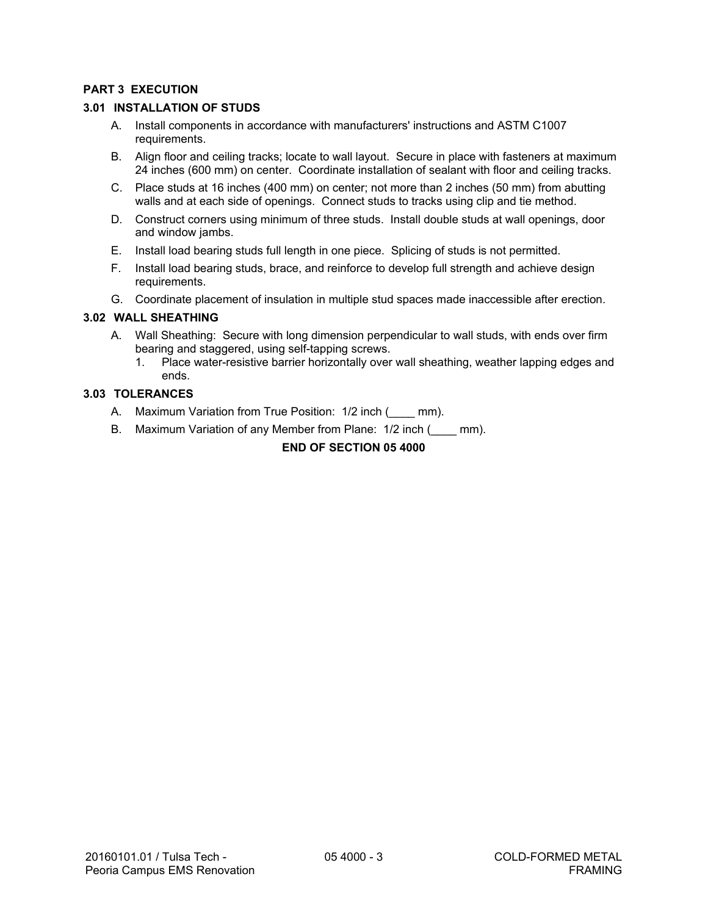## PART 3 EXECUTION

### 3.01 INSTALLATION OF STUDS

A. Install components in accordance with manufacturers' instructions and ASTM C1007 requirements.

B. Align floor and ceiling tracks; locate to wall layout. Secure in place with fasteners at maximum 24 inches (600 mm) on center. Coordinate installation of sealant with floor and ceiling tracks.

C. Place studs at 16 inches (400 mm) on center; not more than 2 inches (50 mm) from abutting walls and at each side of openings. Connect studs to tracks using clip and tie method.

D. Construct corners using minimum of three studs. Install double studs at wall openings, door and window jambs.

E. Install load bearing studs full length in one piece. Splicing of studs is not permitted.

F. Install load bearing studs, brace, and reinforce to develop full strength and achieve design requirements.

G. Coordinate placement of insulation in multiple stud spaces made inaccessible after erection.

### 3.02 WALL SHEATHING

A. Wall Sheathing: Secure with long dimension perpendicular to wall studs, with ends over firm bearing and staggered, using self-tapping screws.
   1. Place water-resistive barrier horizontally over wall sheathing, weather lapping edges and ends.

### 3.03 TOLERANCES

A. Maximum Variation from True Position: 1/2 inch (____ mm).

B. Maximum Variation of any Member from Plane: 1/2 inch (____ mm).

**END OF SECTION 05 4000**